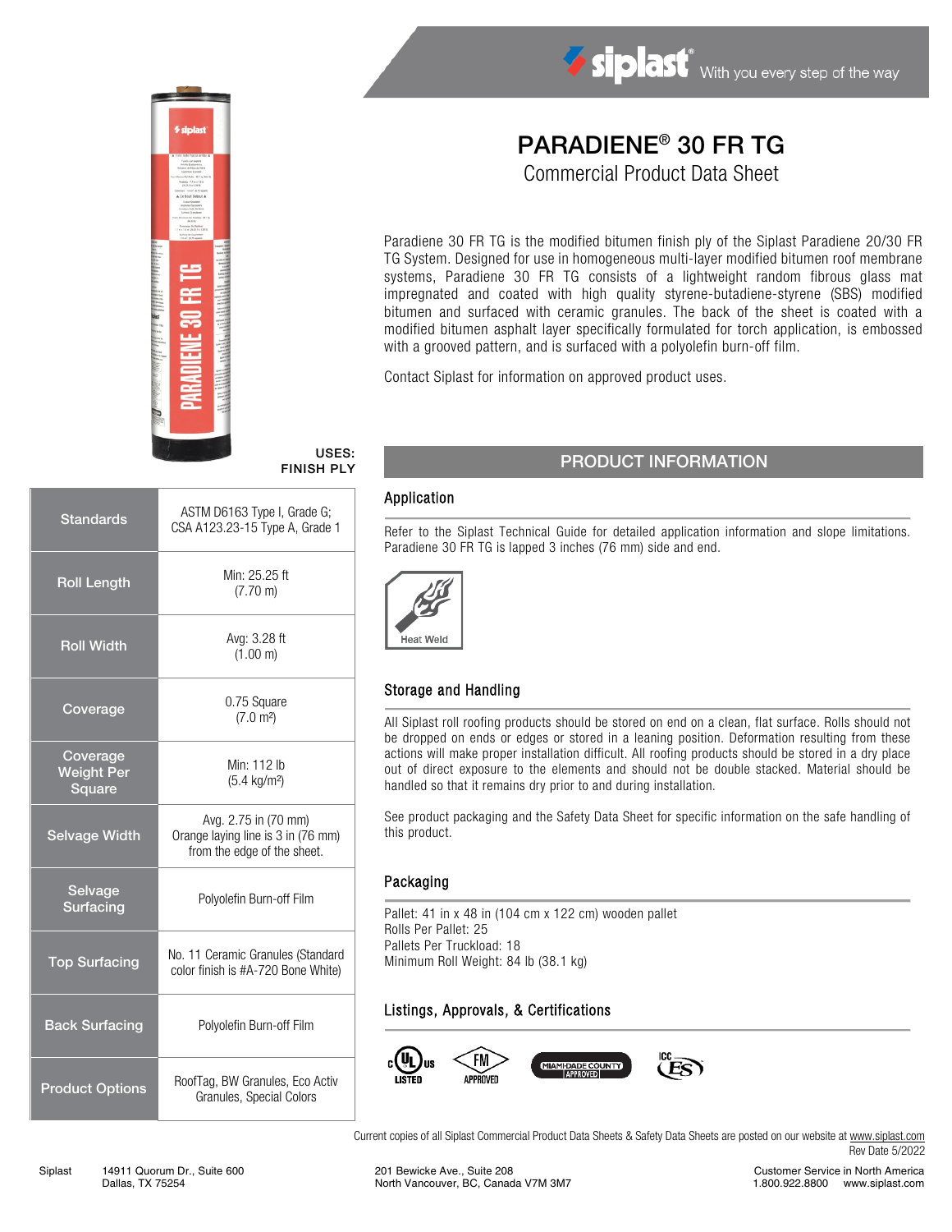siplast® With you every step of the way

# PARADIENE® 30 FR TG

## Commercial Product Data Sheet

Paradiene 30 FR TG is the modified bitumen finish ply of the Siplast Paradiene 20/30 FR TG System. Designed for use in homogeneous multi-layer modified bitumen roof membrane systems, Paradiene 30 FR TG consists of a lightweight random fibrous glass mat impregnated and coated with high quality styrene-butadiene-styrene (SBS) modified bitumen and surfaced with ceramic granules. The back of the sheet is coated with a modified bitumen asphalt layer specifically formulated for torch application, is embossed with a grooved pattern, and is surfaced with a polyolefin burn-off film.

Contact Siplast for information on approved product uses.

**USES:**
**FINISH PLY**

| | |
|---|---|
| Standards | ASTM D6163 Type I, Grade G; CSA A123.23-15 Type A, Grade 1 |
| Roll Length | Min: 25.25 ft (7.70 m) |
| Roll Width | Avg: 3.28 ft (1.00 m) |
| Coverage | 0.75 Square (7.0 m²) |
| Coverage Weight Per Square | Min: 112 lb (5.4 kg/m²) |
| Selvage Width | Avg. 2.75 in (70 mm) Orange laying line is 3 in (76 mm) from the edge of the sheet. |
| Selvage Surfacing | Polyolefin Burn-off Film |
| Top Surfacing | No. 11 Ceramic Granules (Standard color finish is #A-720 Bone White) |
| Back Surfacing | Polyolefin Burn-off Film |
| Product Options | RoofTag, BW Granules, Eco Activ Granules, Special Colors |

## PRODUCT INFORMATION

### Application

Refer to the Siplast Technical Guide for detailed application information and slope limitations. Paradiene 30 FR TG is lapped 3 inches (76 mm) side and end.

Heat Weld

### Storage and Handling

All Siplast roll roofing products should be stored on end on a clean, flat surface. Rolls should not be dropped on ends or edges or stored in a leaning position. Deformation resulting from these actions will make proper installation difficult. All roofing products should be stored in a dry place out of direct exposure to the elements and should not be double stacked. Material should be handled so that it remains dry prior to and during installation.

See product packaging and the Safety Data Sheet for specific information on the safe handling of this product.

### Packaging

Pallet: 41 in x 48 in (104 cm x 122 cm) wooden pallet
Rolls Per Pallet: 25
Pallets Per Truckload: 18
Minimum Roll Weight: 84 lb (38.1 kg)

### Listings, Approvals, & Certifications

c UL us LISTED · FM APPROVED · MIAMI-DADE COUNTY APPROVED · ICC ES

Current copies of all Siplast Commercial Product Data Sheets & Safety Data Sheets are posted on our website at www.siplast.com

Rev Date 5/2022

Siplast 14911 Quorum Dr., Suite 600 Dallas, TX 75254 | 201 Bewicke Ave., Suite 208 North Vancouver, BC, Canada V7M 3M7 | Customer Service in North America 1.800.922.8800 www.siplast.com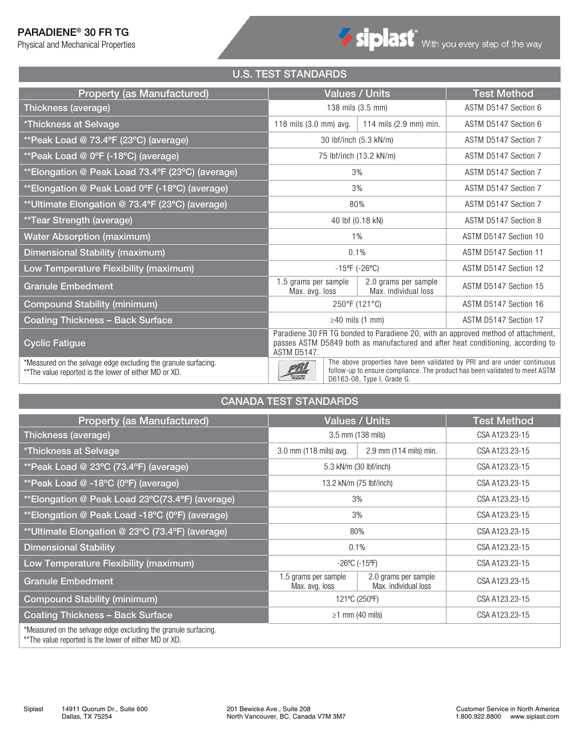# PARADIENE® 30 FR TG

Physical and Mechanical Properties

siplast® With you every step of the way

## U.S. TEST STANDARDS

| Property (as Manufactured) | Values / Units | | Test Method |
|---|---|---|---|
| Thickness (average) | 138 mils (3.5 mm) | | ASTM D5147 Section 6 |
| *Thickness at Selvage | 118 mils (3.0 mm) avg. | 114 mils (2.9 mm) min. | ASTM D5147 Section 6 |
| **Peak Load @ 73.4ºF (23ºC) (average) | 30 lbf/inch (5.3 kN/m) | | ASTM D5147 Section 7 |
| **Peak Load @ 0ºF (-18ºC) (average) | 75 lbf/inch (13.2 kN/m) | | ASTM D5147 Section 7 |
| **Elongation @ Peak Load 73.4ºF (23ºC) (average) | 3% | | ASTM D5147 Section 7 |
| **Elongation @ Peak Load 0ºF (-18ºC) (average) | 3% | | ASTM D5147 Section 7 |
| **Ultimate Elongation @ 73.4ºF (23ºC) (average) | 80% | | ASTM D5147 Section 7 |
| **Tear Strength (average) | 40 lbf (0.18 kN) | | ASTM D5147 Section 8 |
| Water Absorption (maximum) | 1% | | ASTM D5147 Section 10 |
| Dimensional Stability (maximum) | 0.1% | | ASTM D5147 Section 11 |
| Low Temperature Flexibility (maximum) | -15ºF (-26ºC) | | ASTM D5147 Section 12 |
| Granule Embedment | 1.5 grams per sample Max. avg. loss | 2.0 grams per sample Max. individual loss | ASTM D5147 Section 15 |
| Compound Stability (minimum) | 250°F (121°C) | | ASTM D5147 Section 16 |
| Coating Thickness – Back Surface | ≥40 mils (1 mm) | | ASTM D5147 Section 17 |
| Cyclic Fatigue | Paradiene 30 FR TG bonded to Paradiene 20, with an approved method of attachment, passes ASTM D5849 both as manufactured and after heat conditioning, according to ASTM D5147. | | |

*Measured on the selvage edge excluding the granule surfacing.
**The value reported is the lower of either MD or XD.

PRI VALIDATION PROGRAM — The above properties have been validated by PRI and are under continuous follow-up to ensure compliance. The product has been validated to meet ASTM D6163-08, Type I, Grade G.

## CANADA TEST STANDARDS

| Property (as Manufactured) | Values / Units | | Test Method |
|---|---|---|---|
| Thickness (average) | 3.5 mm (138 mils) | | CSA A123.23-15 |
| *Thickness at Selvage | 3.0 mm (118 mils) avg. | 2.9 mm (114 mils) min. | CSA A123.23-15 |
| **Peak Load @ 23ºC (73.4ºF) (average) | 5.3 kN/m (30 lbf/inch) | | CSA A123.23-15 |
| **Peak Load @ -18ºC (0ºF) (average) | 13.2 kN/m (75 lbf/inch) | | CSA A123.23-15 |
| **Elongation @ Peak Load 23ºC(73.4ºF) (average) | 3% | | CSA A123.23-15 |
| **Elongation @ Peak Load -18ºC (0ºF) (average) | 3% | | CSA A123.23-15 |
| **Ultimate Elongation @ 23ºC (73.4ºF) (average) | 80% | | CSA A123.23-15 |
| Dimensional Stability | 0.1% | | CSA A123.23-15 |
| Low Temperature Flexibility (maximum) | -26ºC (-15ºF) | | CSA A123.23-15 |
| Granule Embedment | 1.5 grams per sample Max. avg. loss | 2.0 grams per sample Max. individual loss | CSA A123.23-15 |
| Compound Stability (minimum) | 121ºC (250ºF) | | CSA A123.23-15 |
| Coating Thickness – Back Surface | ≥1 mm (40 mils) | | CSA A123.23-15 |

*Measured on the selvage edge excluding the granule surfacing.
**The value reported is the lower of either MD or XD.

Siplast 14911 Quorum Dr., Suite 600 Dallas, TX 75254

201 Bewicke Ave., Suite 208 North Vancouver, BC, Canada V7M 3M7

Customer Service in North America 1.800.922.8800 www.siplast.com